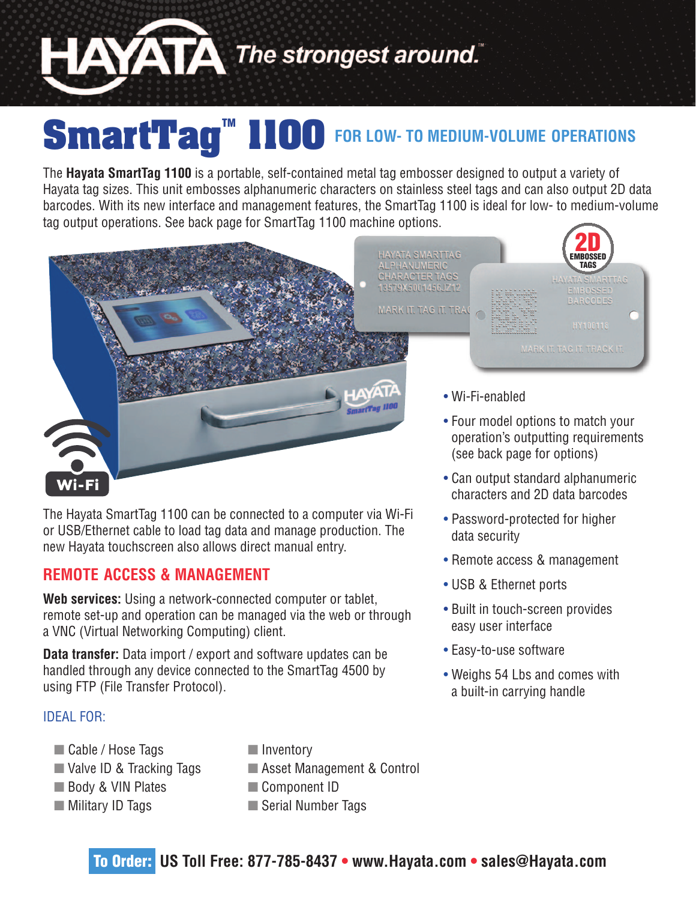# HAYATA *The strongest around.*™

# SmartTag™ 1100 FOR LOW- TO MEDIUM-VOLUME OPERATIONS

The **Hayata SmartTag 1100** is a portable, self-contained metal tag embosser designed to output a variety of Hayata tag sizes. This unit embosses alphanumeric characters on stainless steel tags and can also output 2D data barcodes. With its new interface and management features, the SmartTag 1100 is ideal for low- to medium-volume tag output operations. See back page for SmartTag 1100 machine options.

- Wi-Fi-enabled
- Four model options to match your operation's outputting requirements (see back page for options)
- Can output standard alphanumeric characters and 2D data barcodes
- Password-protected for higher data security
- Remote access & management
- USB & Ethernet ports
- Built in touch-screen provides easy user interface
- Easy-to-use software
- Weighs 54 Lbs and comes with a built-in carrying handle

The Hayata SmartTag 1100 can be connected to a computer via Wi-Fi or USB/Ethernet cable to load tag data and manage production. The new Hayata touchscreen also allows direct manual entry.

## REMOTE ACCESS & MANAGEMENT

**Web services:** Using a network-connected computer or tablet, remote set-up and operation can be managed via the web or through a VNC (Virtual Networking Computing) client.

**Data transfer:** Data import / export and software updates can be handled through any device connected to the SmartTag 4500 by using FTP (File Transfer Protocol).

### IDEAL FOR:

- Cable / Hose Tags
- Valve ID & Tracking Tags
- Body & VIN Plates
- Military ID Tags
- Inventory
- Asset Management & Control
- Component ID
- Serial Number Tags

**To Order:** US Toll Free: 877-785-8437 • www.Hayata.com • sales@Hayata.com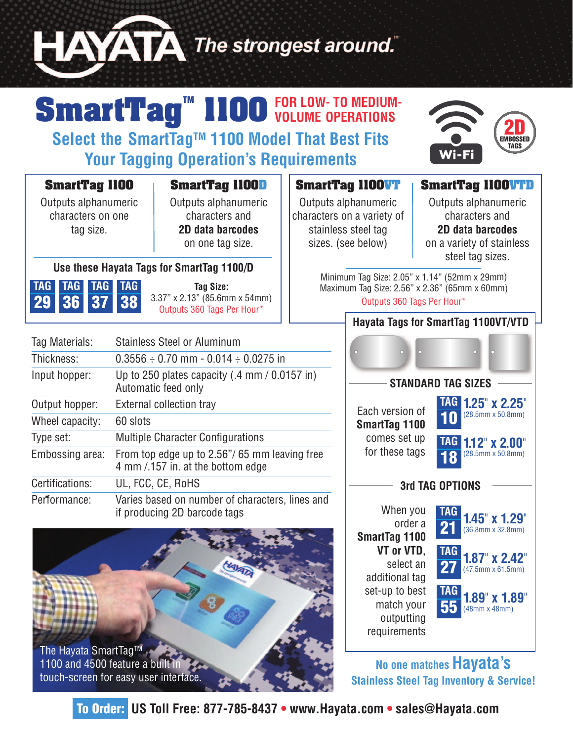# HAYATA *The strongest around.*™

# SmartTag™ 1100 FOR LOW- TO MEDIUM-VOLUME OPERATIONS

## Select the SmartTag™ 1100 Model That Best Fits Your Tagging Operation's Requirements

Wi-Fi

2D EMBOSSED TAGS

### SmartTag 1100

Outputs alphanumeric characters on one tag size.

### SmartTag 1100D

Outputs alphanumeric characters and **2D data barcodes** on one tag size.

**Use these Hayata Tags for SmartTag 1100/D**

TAG 29 | TAG 36 | TAG 37 | TAG 38

**Tag Size:**
3.37" x 2.13" (85.6mm x 54mm)
Outputs 360 Tags Per Hour*

### SmartTag 1100VT

Outputs alphanumeric characters on a variety of stainless steel tag sizes. (see below)

### SmartTag 1100VTD

Outputs alphanumeric characters and **2D data barcodes** on a variety of stainless steel tag sizes.

Minimum Tag Size: 2.05" x 1.14" (52mm x 29mm)
Maximum Tag Size: 2.56" x 2.36" (65mm x 60mm)
Outputs 360 Tags Per Hour*

| | |
|---|---|
| Tag Materials: | Stainless Steel or Aluminum |
| Thickness: | 0.3556 ÷ 0.70 mm - 0.014 ÷ 0.0275 in |
| Input hopper: | Up to 250 plates capacity (.4 mm / 0.0157 in) Automatic feed only |
| Output hopper: | External collection tray |
| Wheel capacity: | 60 slots |
| Type set: | Multiple Character Configurations |
| Embossing area: | From top edge up to 2.56"/ 65 mm leaving free 4 mm /.157 in. at the bottom edge |
| Certifications: | UL, FCC, CE, RoHS |
| Performance*: | Varies based on number of characters, lines and if producing 2D barcode tags |

The Hayata SmartTag™ 1100 and 4500 feature a built in touch-screen for easy user interface.

### Hayata Tags for SmartTag 1100VT/VTD

**STANDARD TAG SIZES**

Each version of **SmartTag 1100** comes set up for these tags

- TAG 10 — **1.25" x 2.25"** (28.5mm x 50.8mm)
- TAG 18 — **1.12" x 2.00"** (28.5mm x 50.8mm)

**3rd TAG OPTIONS**

When you order a **SmartTag 1100 VT or VTD**, select an additional tag set-up to best match your outputting requirements

- TAG 21 — **1.45" x 1.29"** (36.8mm x 32.8mm)
- TAG 27 — **1.87" x 2.42"** (47.5mm x 61.5mm)
- TAG 55 — **1.89" x 1.89"** (48mm x 48mm)

**No one matches Hayata's Stainless Steel Tag Inventory & Service!**

**To Order:** US Toll Free: 877-785-8437 • www.Hayata.com • sales@Hayata.com